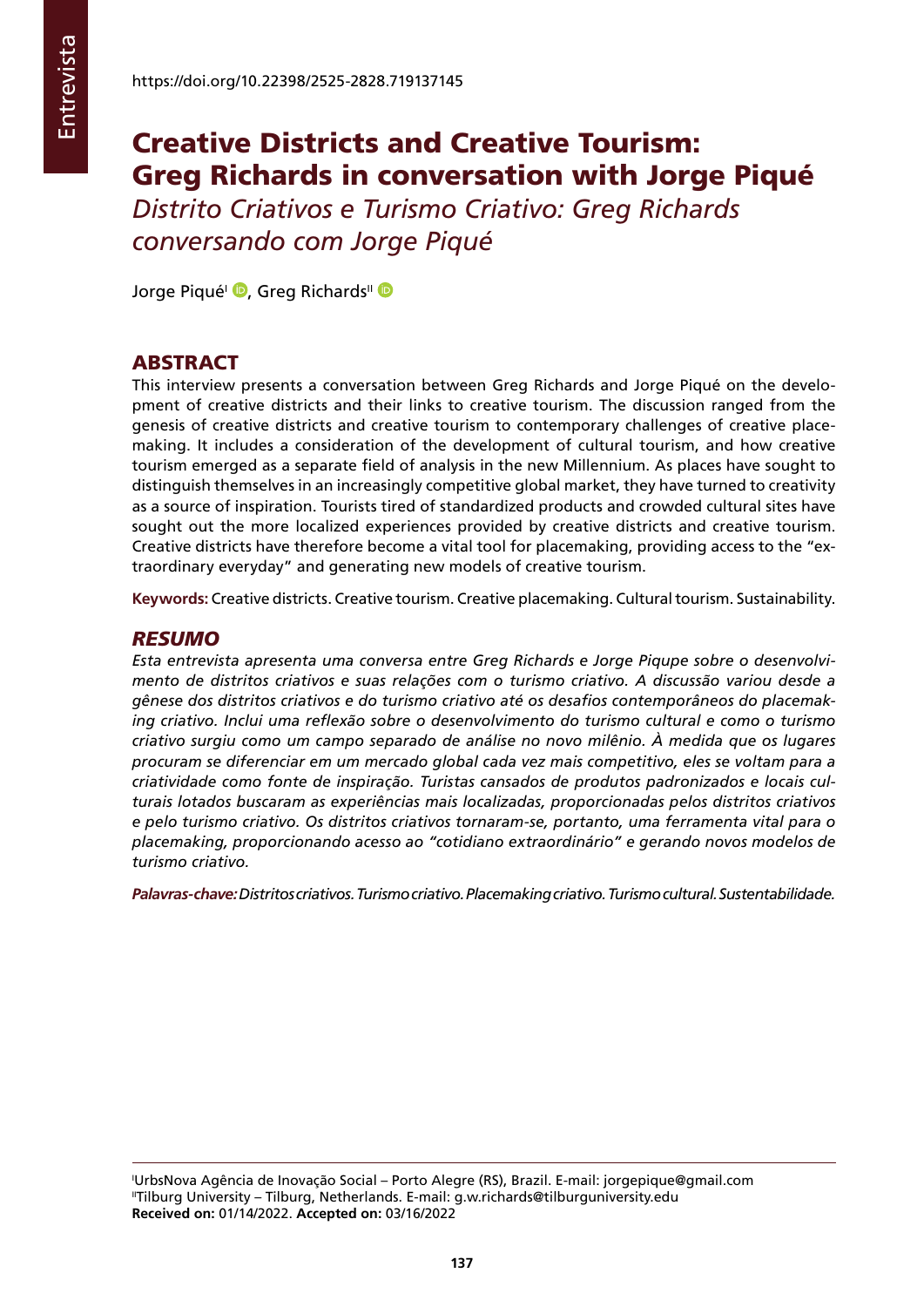https://doi.org/10.22398/2525-2828.719137145

# Creative Districts and Creative Tourism: Greg Richards in conversation with Jorge Piqué

*Distrito Criativos e Turismo Criativo: Greg Richards conversando com Jorge Piqué*

Jorge Piqué[I], Greg Richards[II]

## ABSTRACT

This interview presents a conversation between Greg Richards and Jorge Piqué on the development of creative districts and their links to creative tourism. The discussion ranged from the genesis of creative districts and creative tourism to contemporary challenges of creative placemaking. It includes a consideration of the development of cultural tourism, and how creative tourism emerged as a separate field of analysis in the new Millennium. As places have sought to distinguish themselves in an increasingly competitive global market, they have turned to creativity as a source of inspiration. Tourists tired of standardized products and crowded cultural sites have sought out the more localized experiences provided by creative districts and creative tourism. Creative districts have therefore become a vital tool for placemaking, providing access to the "extraordinary everyday" and generating new models of creative tourism.

**Keywords:** Creative districts. Creative tourism. Creative placemaking. Cultural tourism. Sustainability.

## *RESUMO*

*Esta entrevista apresenta uma conversa entre Greg Richards e Jorge Piqupe sobre o desenvolvimento de distritos criativos e suas relações com o turismo criativo. A discussão variou desde a gênese dos distritos criativos e do turismo criativo até os desafios contemporâneos do placemaking criativo. Inclui uma reflexão sobre o desenvolvimento do turismo cultural e como o turismo criativo surgiu como um campo separado de análise no novo milênio. À medida que os lugares procuram se diferenciar em um mercado global cada vez mais competitivo, eles se voltam para a criatividade como fonte de inspiração. Turistas cansados de produtos padronizados e locais culturais lotados buscaram as experiências mais localizadas, proporcionadas pelos distritos criativos e pelo turismo criativo. Os distritos criativos tornaram-se, portanto, uma ferramenta vital para o placemaking, proporcionando acesso ao "cotidiano extraordinário" e gerando novos modelos de turismo criativo.*

***Palavras-chave:*** *Distritos criativos. Turismo criativo. Placemaking criativo. Turismo cultural. Sustentabilidade.*

---

[I]UrbsNova Agência de Inovação Social – Porto Alegre (RS), Brazil. E-mail: jorgepique@gmail.com
[II]Tilburg University – Tilburg, Netherlands. E-mail: g.w.richards@tilburguniversity.edu
**Received on:** 01/14/2022. **Accepted on:** 03/16/2022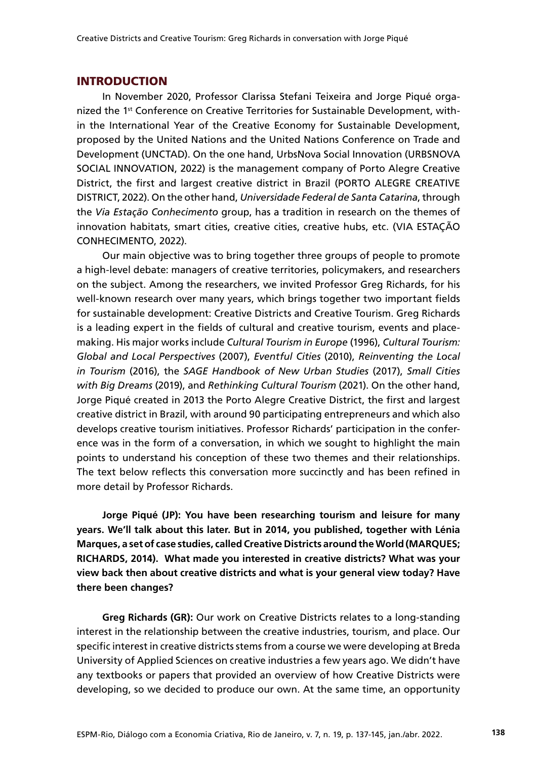## INTRODUCTION

In November 2020, Professor Clarissa Stefani Teixeira and Jorge Piqué organized the 1st Conference on Creative Territories for Sustainable Development, within the International Year of the Creative Economy for Sustainable Development, proposed by the United Nations and the United Nations Conference on Trade and Development (UNCTAD). On the one hand, UrbsNova Social Innovation (URBSNOVA SOCIAL INNOVATION, 2022) is the management company of Porto Alegre Creative District, the first and largest creative district in Brazil (PORTO ALEGRE CREATIVE DISTRICT, 2022). On the other hand, *Universidade Federal de Santa Catarina*, through the *Via Estação Conhecimento* group, has a tradition in research on the themes of innovation habitats, smart cities, creative cities, creative hubs, etc. (VIA ESTAÇÃO CONHECIMENTO, 2022).

Our main objective was to bring together three groups of people to promote a high-level debate: managers of creative territories, policymakers, and researchers on the subject. Among the researchers, we invited Professor Greg Richards, for his well-known research over many years, which brings together two important fields for sustainable development: Creative Districts and Creative Tourism. Greg Richards is a leading expert in the fields of cultural and creative tourism, events and placemaking. His major works include *Cultural Tourism in Europe* (1996), *Cultural Tourism: Global and Local Perspectives* (2007), *Eventful Cities* (2010), *Reinventing the Local in Tourism* (2016), the *SAGE Handbook of New Urban Studies* (2017), *Small Cities with Big Dreams* (2019), and *Rethinking Cultural Tourism* (2021). On the other hand, Jorge Piqué created in 2013 the Porto Alegre Creative District, the first and largest creative district in Brazil, with around 90 participating entrepreneurs and which also develops creative tourism initiatives. Professor Richards' participation in the conference was in the form of a conversation, in which we sought to highlight the main points to understand his conception of these two themes and their relationships. The text below reflects this conversation more succinctly and has been refined in more detail by Professor Richards.

**Jorge Piqué (JP): You have been researching tourism and leisure for many years. We'll talk about this later. But in 2014, you published, together with Lénia Marques, a set of case studies, called Creative Districts around the World (MARQUES; RICHARDS, 2014). What made you interested in creative districts? What was your view back then about creative districts and what is your general view today? Have there been changes?**

**Greg Richards (GR):** Our work on Creative Districts relates to a long-standing interest in the relationship between the creative industries, tourism, and place. Our specific interest in creative districts stems from a course we were developing at Breda University of Applied Sciences on creative industries a few years ago. We didn't have any textbooks or papers that provided an overview of how Creative Districts were developing, so we decided to produce our own. At the same time, an opportunity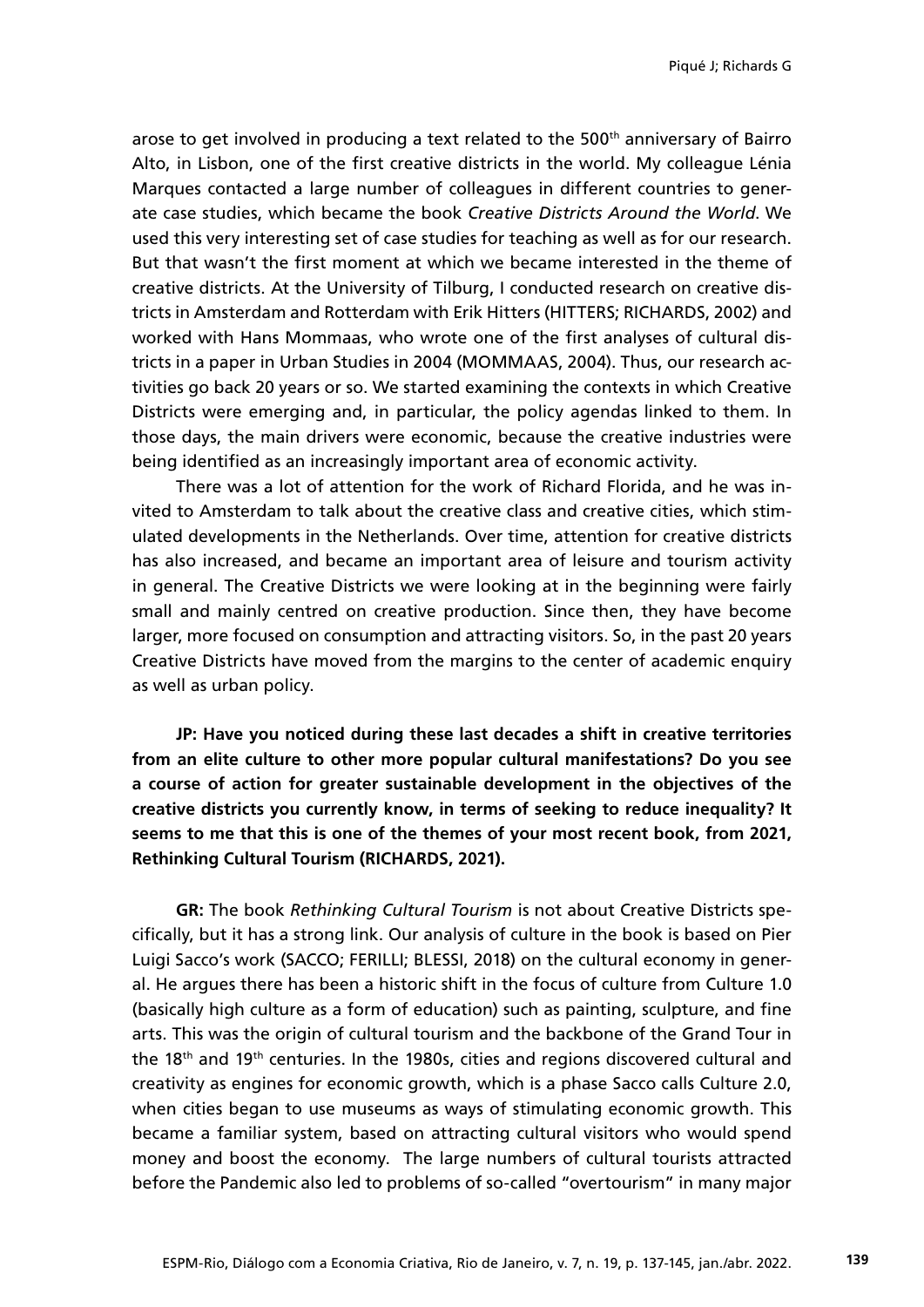arose to get involved in producing a text related to the 500th anniversary of Bairro Alto, in Lisbon, one of the first creative districts in the world. My colleague Lénia Marques contacted a large number of colleagues in different countries to generate case studies, which became the book *Creative Districts Around the World*. We used this very interesting set of case studies for teaching as well as for our research. But that wasn't the first moment at which we became interested in the theme of creative districts. At the University of Tilburg, I conducted research on creative districts in Amsterdam and Rotterdam with Erik Hitters (HITTERS; RICHARDS, 2002) and worked with Hans Mommaas, who wrote one of the first analyses of cultural districts in a paper in Urban Studies in 2004 (MOMMAAS, 2004). Thus, our research activities go back 20 years or so. We started examining the contexts in which Creative Districts were emerging and, in particular, the policy agendas linked to them. In those days, the main drivers were economic, because the creative industries were being identified as an increasingly important area of economic activity.

There was a lot of attention for the work of Richard Florida, and he was invited to Amsterdam to talk about the creative class and creative cities, which stimulated developments in the Netherlands. Over time, attention for creative districts has also increased, and became an important area of leisure and tourism activity in general. The Creative Districts we were looking at in the beginning were fairly small and mainly centred on creative production. Since then, they have become larger, more focused on consumption and attracting visitors. So, in the past 20 years Creative Districts have moved from the margins to the center of academic enquiry as well as urban policy.

**JP: Have you noticed during these last decades a shift in creative territories from an elite culture to other more popular cultural manifestations? Do you see a course of action for greater sustainable development in the objectives of the creative districts you currently know, in terms of seeking to reduce inequality? It seems to me that this is one of the themes of your most recent book, from 2021, Rethinking Cultural Tourism (RICHARDS, 2021).**

**GR:** The book *Rethinking Cultural Tourism* is not about Creative Districts specifically, but it has a strong link. Our analysis of culture in the book is based on Pier Luigi Sacco's work (SACCO; FERILLI; BLESSI, 2018) on the cultural economy in general. He argues there has been a historic shift in the focus of culture from Culture 1.0 (basically high culture as a form of education) such as painting, sculpture, and fine arts. This was the origin of cultural tourism and the backbone of the Grand Tour in the 18th and 19th centuries. In the 1980s, cities and regions discovered cultural and creativity as engines for economic growth, which is a phase Sacco calls Culture 2.0, when cities began to use museums as ways of stimulating economic growth. This became a familiar system, based on attracting cultural visitors who would spend money and boost the economy. The large numbers of cultural tourists attracted before the Pandemic also led to problems of so-called "overtourism" in many major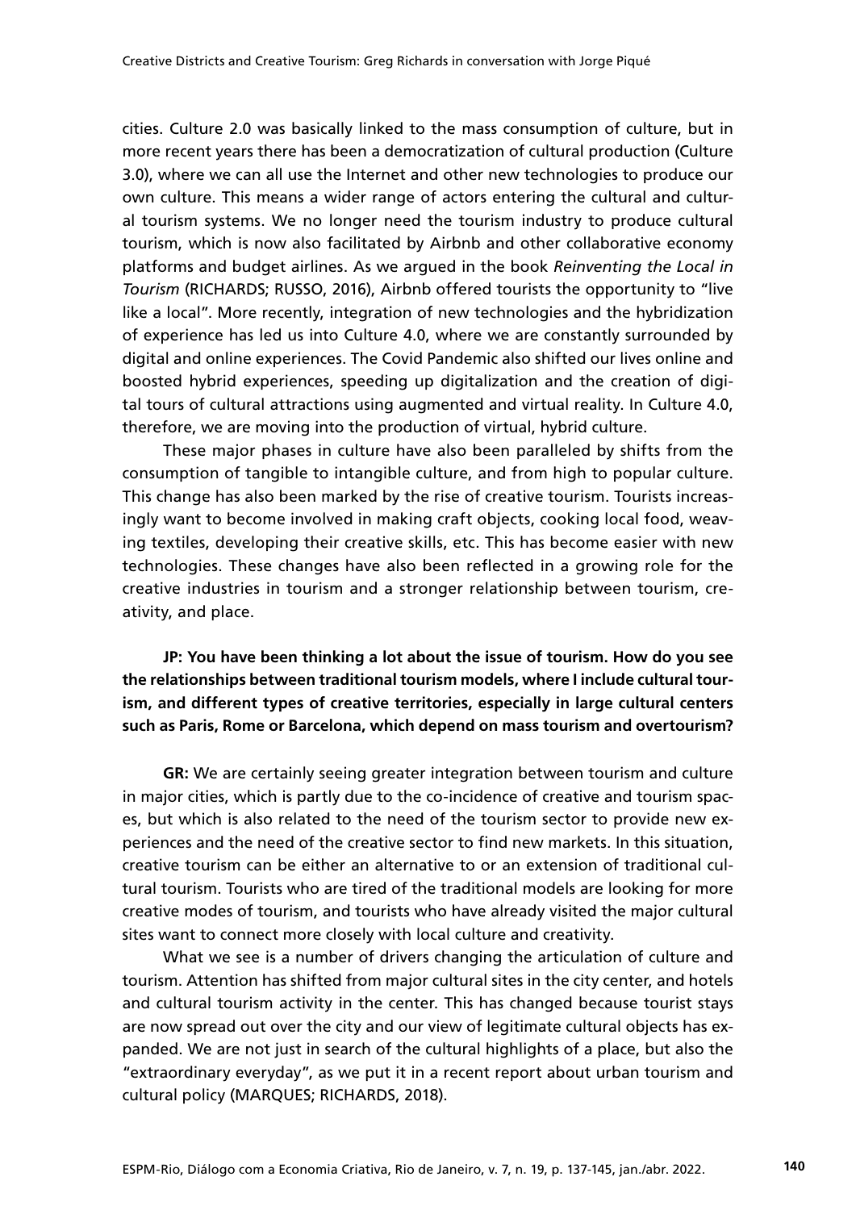cities. Culture 2.0 was basically linked to the mass consumption of culture, but in more recent years there has been a democratization of cultural production (Culture 3.0), where we can all use the Internet and other new technologies to produce our own culture. This means a wider range of actors entering the cultural and cultural tourism systems. We no longer need the tourism industry to produce cultural tourism, which is now also facilitated by Airbnb and other collaborative economy platforms and budget airlines. As we argued in the book *Reinventing the Local in Tourism* (RICHARDS; RUSSO, 2016), Airbnb offered tourists the opportunity to "live like a local". More recently, integration of new technologies and the hybridization of experience has led us into Culture 4.0, where we are constantly surrounded by digital and online experiences. The Covid Pandemic also shifted our lives online and boosted hybrid experiences, speeding up digitalization and the creation of digital tours of cultural attractions using augmented and virtual reality. In Culture 4.0, therefore, we are moving into the production of virtual, hybrid culture.

These major phases in culture have also been paralleled by shifts from the consumption of tangible to intangible culture, and from high to popular culture. This change has also been marked by the rise of creative tourism. Tourists increasingly want to become involved in making craft objects, cooking local food, weaving textiles, developing their creative skills, etc. This has become easier with new technologies. These changes have also been reflected in a growing role for the creative industries in tourism and a stronger relationship between tourism, creativity, and place.

**JP: You have been thinking a lot about the issue of tourism. How do you see the relationships between traditional tourism models, where I include cultural tourism, and different types of creative territories, especially in large cultural centers such as Paris, Rome or Barcelona, which depend on mass tourism and overtourism?**

**GR:** We are certainly seeing greater integration between tourism and culture in major cities, which is partly due to the co-incidence of creative and tourism spaces, but which is also related to the need of the tourism sector to provide new experiences and the need of the creative sector to find new markets. In this situation, creative tourism can be either an alternative to or an extension of traditional cultural tourism. Tourists who are tired of the traditional models are looking for more creative modes of tourism, and tourists who have already visited the major cultural sites want to connect more closely with local culture and creativity.

What we see is a number of drivers changing the articulation of culture and tourism. Attention has shifted from major cultural sites in the city center, and hotels and cultural tourism activity in the center. This has changed because tourist stays are now spread out over the city and our view of legitimate cultural objects has expanded. We are not just in search of the cultural highlights of a place, but also the "extraordinary everyday", as we put it in a recent report about urban tourism and cultural policy (MARQUES; RICHARDS, 2018).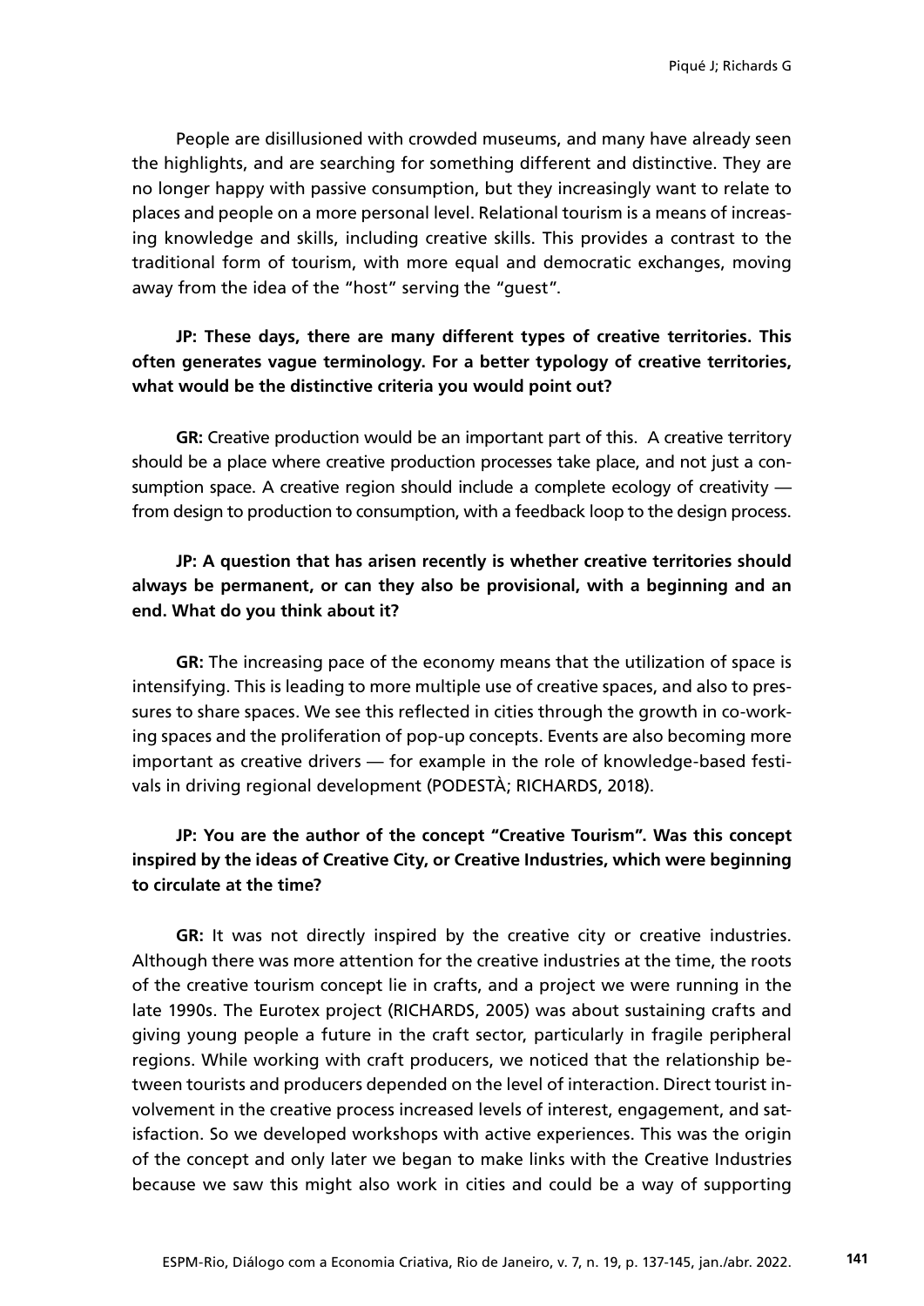People are disillusioned with crowded museums, and many have already seen the highlights, and are searching for something different and distinctive. They are no longer happy with passive consumption, but they increasingly want to relate to places and people on a more personal level. Relational tourism is a means of increasing knowledge and skills, including creative skills. This provides a contrast to the traditional form of tourism, with more equal and democratic exchanges, moving away from the idea of the "host" serving the "guest".

**JP: These days, there are many different types of creative territories. This often generates vague terminology. For a better typology of creative territories, what would be the distinctive criteria you would point out?**

**GR:** Creative production would be an important part of this. A creative territory should be a place where creative production processes take place, and not just a consumption space. A creative region should include a complete ecology of creativity — from design to production to consumption, with a feedback loop to the design process.

**JP: A question that has arisen recently is whether creative territories should always be permanent, or can they also be provisional, with a beginning and an end. What do you think about it?**

**GR:** The increasing pace of the economy means that the utilization of space is intensifying. This is leading to more multiple use of creative spaces, and also to pressures to share spaces. We see this reflected in cities through the growth in co-working spaces and the proliferation of pop-up concepts. Events are also becoming more important as creative drivers — for example in the role of knowledge-based festivals in driving regional development (PODESTÀ; RICHARDS, 2018).

**JP: You are the author of the concept "Creative Tourism". Was this concept inspired by the ideas of Creative City, or Creative Industries, which were beginning to circulate at the time?**

**GR:** It was not directly inspired by the creative city or creative industries. Although there was more attention for the creative industries at the time, the roots of the creative tourism concept lie in crafts, and a project we were running in the late 1990s. The Eurotex project (RICHARDS, 2005) was about sustaining crafts and giving young people a future in the craft sector, particularly in fragile peripheral regions. While working with craft producers, we noticed that the relationship between tourists and producers depended on the level of interaction. Direct tourist involvement in the creative process increased levels of interest, engagement, and satisfaction. So we developed workshops with active experiences. This was the origin of the concept and only later we began to make links with the Creative Industries because we saw this might also work in cities and could be a way of supporting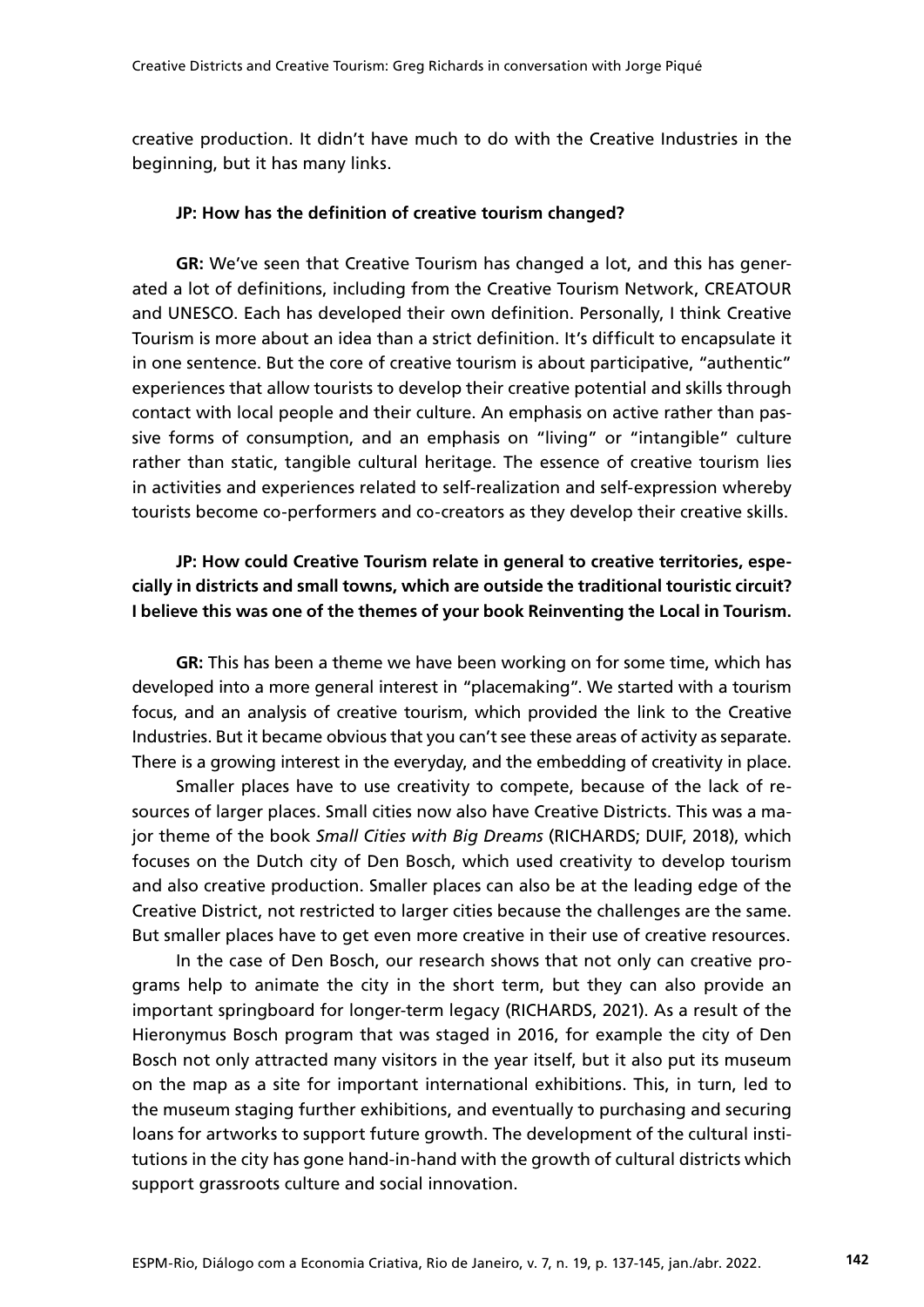creative production. It didn't have much to do with the Creative Industries in the beginning, but it has many links.

**JP: How has the definition of creative tourism changed?**

**GR:** We've seen that Creative Tourism has changed a lot, and this has generated a lot of definitions, including from the Creative Tourism Network, CREATOUR and UNESCO. Each has developed their own definition. Personally, I think Creative Tourism is more about an idea than a strict definition. It's difficult to encapsulate it in one sentence. But the core of creative tourism is about participative, "authentic" experiences that allow tourists to develop their creative potential and skills through contact with local people and their culture. An emphasis on active rather than passive forms of consumption, and an emphasis on "living" or "intangible" culture rather than static, tangible cultural heritage. The essence of creative tourism lies in activities and experiences related to self-realization and self-expression whereby tourists become co-performers and co-creators as they develop their creative skills.

**JP: How could Creative Tourism relate in general to creative territories, especially in districts and small towns, which are outside the traditional touristic circuit? I believe this was one of the themes of your book Reinventing the Local in Tourism.**

**GR:** This has been a theme we have been working on for some time, which has developed into a more general interest in "placemaking". We started with a tourism focus, and an analysis of creative tourism, which provided the link to the Creative Industries. But it became obvious that you can't see these areas of activity as separate. There is a growing interest in the everyday, and the embedding of creativity in place.

Smaller places have to use creativity to compete, because of the lack of resources of larger places. Small cities now also have Creative Districts. This was a major theme of the book *Small Cities with Big Dreams* (RICHARDS; DUIF, 2018), which focuses on the Dutch city of Den Bosch, which used creativity to develop tourism and also creative production. Smaller places can also be at the leading edge of the Creative District, not restricted to larger cities because the challenges are the same. But smaller places have to get even more creative in their use of creative resources.

In the case of Den Bosch, our research shows that not only can creative programs help to animate the city in the short term, but they can also provide an important springboard for longer-term legacy (RICHARDS, 2021). As a result of the Hieronymus Bosch program that was staged in 2016, for example the city of Den Bosch not only attracted many visitors in the year itself, but it also put its museum on the map as a site for important international exhibitions. This, in turn, led to the museum staging further exhibitions, and eventually to purchasing and securing loans for artworks to support future growth. The development of the cultural institutions in the city has gone hand-in-hand with the growth of cultural districts which support grassroots culture and social innovation.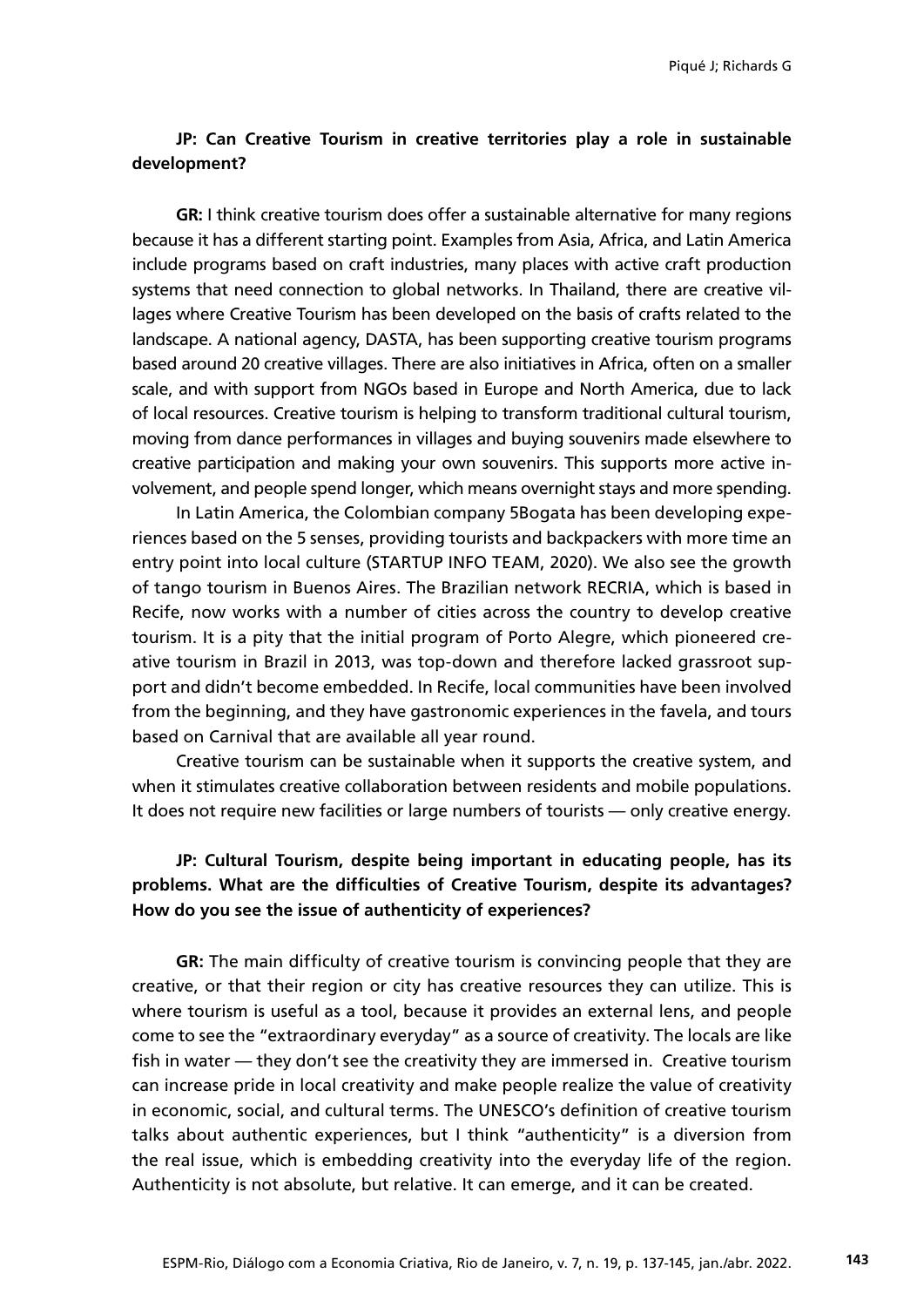**JP: Can Creative Tourism in creative territories play a role in sustainable development?**

**GR:** I think creative tourism does offer a sustainable alternative for many regions because it has a different starting point. Examples from Asia, Africa, and Latin America include programs based on craft industries, many places with active craft production systems that need connection to global networks. In Thailand, there are creative villages where Creative Tourism has been developed on the basis of crafts related to the landscape. A national agency, DASTA, has been supporting creative tourism programs based around 20 creative villages. There are also initiatives in Africa, often on a smaller scale, and with support from NGOs based in Europe and North America, due to lack of local resources. Creative tourism is helping to transform traditional cultural tourism, moving from dance performances in villages and buying souvenirs made elsewhere to creative participation and making your own souvenirs. This supports more active involvement, and people spend longer, which means overnight stays and more spending.

In Latin America, the Colombian company 5Bogata has been developing experiences based on the 5 senses, providing tourists and backpackers with more time an entry point into local culture (STARTUP INFO TEAM, 2020). We also see the growth of tango tourism in Buenos Aires. The Brazilian network RECRIA, which is based in Recife, now works with a number of cities across the country to develop creative tourism. It is a pity that the initial program of Porto Alegre, which pioneered creative tourism in Brazil in 2013, was top-down and therefore lacked grassroot support and didn't become embedded. In Recife, local communities have been involved from the beginning, and they have gastronomic experiences in the favela, and tours based on Carnival that are available all year round.

Creative tourism can be sustainable when it supports the creative system, and when it stimulates creative collaboration between residents and mobile populations. It does not require new facilities or large numbers of tourists — only creative energy.

**JP: Cultural Tourism, despite being important in educating people, has its problems. What are the difficulties of Creative Tourism, despite its advantages? How do you see the issue of authenticity of experiences?**

**GR:** The main difficulty of creative tourism is convincing people that they are creative, or that their region or city has creative resources they can utilize. This is where tourism is useful as a tool, because it provides an external lens, and people come to see the "extraordinary everyday" as a source of creativity. The locals are like fish in water — they don't see the creativity they are immersed in. Creative tourism can increase pride in local creativity and make people realize the value of creativity in economic, social, and cultural terms. The UNESCO's definition of creative tourism talks about authentic experiences, but I think "authenticity" is a diversion from the real issue, which is embedding creativity into the everyday life of the region. Authenticity is not absolute, but relative. It can emerge, and it can be created.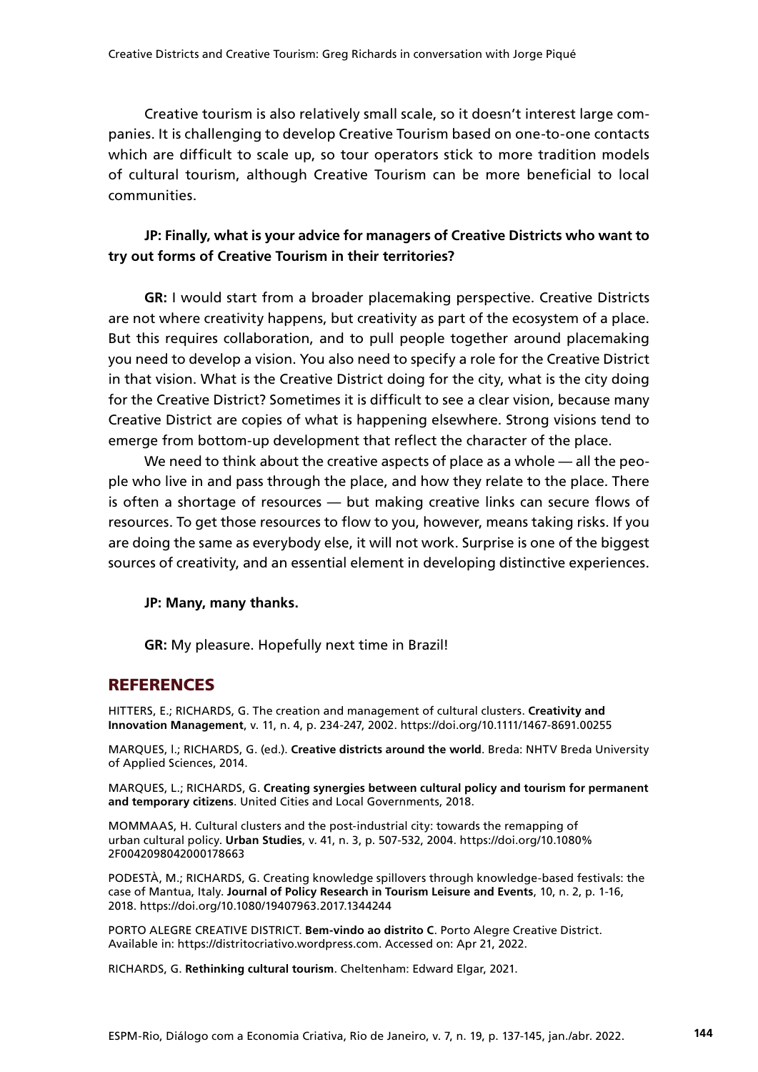Creative tourism is also relatively small scale, so it doesn't interest large companies. It is challenging to develop Creative Tourism based on one-to-one contacts which are difficult to scale up, so tour operators stick to more tradition models of cultural tourism, although Creative Tourism can be more beneficial to local communities.

**JP: Finally, what is your advice for managers of Creative Districts who want to try out forms of Creative Tourism in their territories?**

**GR:** I would start from a broader placemaking perspective. Creative Districts are not where creativity happens, but creativity as part of the ecosystem of a place. But this requires collaboration, and to pull people together around placemaking you need to develop a vision. You also need to specify a role for the Creative District in that vision. What is the Creative District doing for the city, what is the city doing for the Creative District? Sometimes it is difficult to see a clear vision, because many Creative District are copies of what is happening elsewhere. Strong visions tend to emerge from bottom-up development that reflect the character of the place.

We need to think about the creative aspects of place as a whole — all the people who live in and pass through the place, and how they relate to the place. There is often a shortage of resources — but making creative links can secure flows of resources. To get those resources to flow to you, however, means taking risks. If you are doing the same as everybody else, it will not work. Surprise is one of the biggest sources of creativity, and an essential element in developing distinctive experiences.

**JP: Many, many thanks.**

**GR:** My pleasure. Hopefully next time in Brazil!

## REFERENCES

HITTERS, E.; RICHARDS, G. The creation and management of cultural clusters. **Creativity and Innovation Management**, v. 11, n. 4, p. 234-247, 2002. https://doi.org/10.1111/1467-8691.00255

MARQUES, l.; RICHARDS, G. (ed.). **Creative districts around the world**. Breda: NHTV Breda University of Applied Sciences, 2014.

MARQUES, L.; RICHARDS, G. **Creating synergies between cultural policy and tourism for permanent and temporary citizens**. United Cities and Local Governments, 2018.

MOMMAAS, H. Cultural clusters and the post-industrial city: towards the remapping of urban cultural policy. **Urban Studies**, v. 41, n. 3, p. 507-532, 2004. https://doi.org/10.1080%2F0042098042000178663

PODESTÀ, M.; RICHARDS, G. Creating knowledge spillovers through knowledge-based festivals: the case of Mantua, Italy. **Journal of Policy Research in Tourism Leisure and Events**, 10, n. 2, p. 1-16, 2018. https://doi.org/10.1080/19407963.2017.1344244

PORTO ALEGRE CREATIVE DISTRICT. **Bem-vindo ao distrito C**. Porto Alegre Creative District. Available in: https://distritocriativo.wordpress.com. Accessed on: Apr 21, 2022.

RICHARDS, G. **Rethinking cultural tourism**. Cheltenham: Edward Elgar, 2021.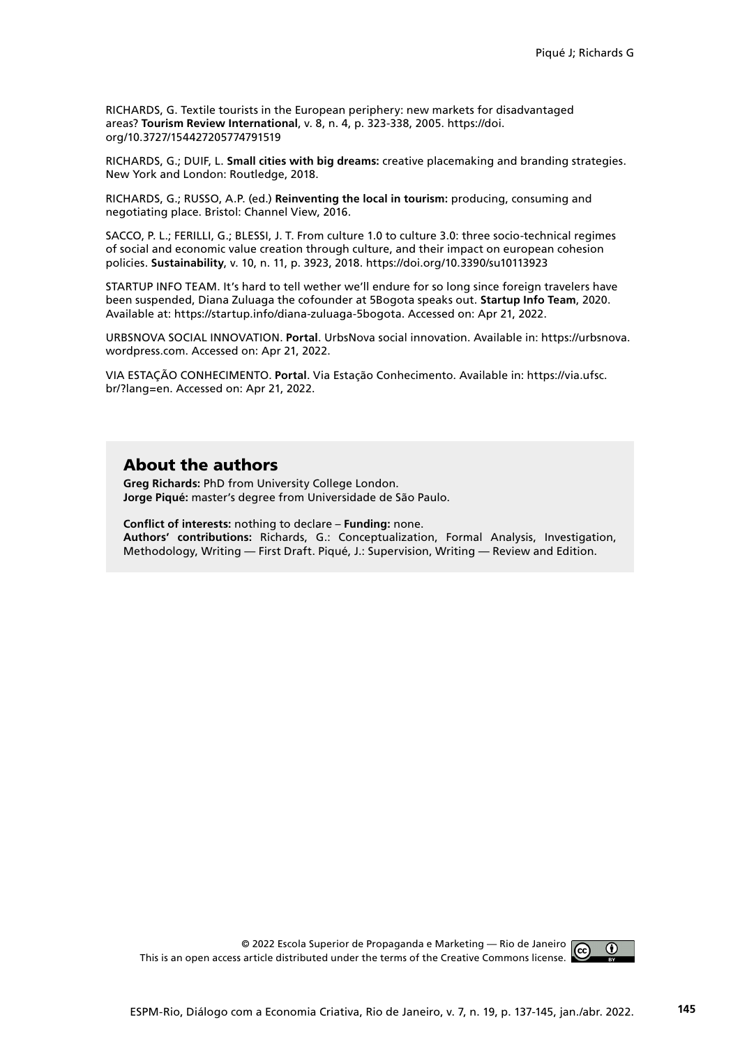RICHARDS, G. Textile tourists in the European periphery: new markets for disadvantaged areas? **Tourism Review International**, v. 8, n. 4, p. 323-338, 2005. https://doi.org/10.3727/1544272057747915​19

RICHARDS, G.; DUIF, L. **Small cities with big dreams:** creative placemaking and branding strategies. New York and London: Routledge, 2018.

RICHARDS, G.; RUSSO, A.P. (ed.) **Reinventing the local in tourism:** producing, consuming and negotiating place. Bristol: Channel View, 2016.

SACCO, P. L.; FERILLI, G.; BLESSI, J. T. From culture 1.0 to culture 3.0: three socio-technical regimes of social and economic value creation through culture, and their impact on european cohesion policies. **Sustainability**, v. 10, n. 11, p. 3923, 2018. https://doi.org/10.3390/su10113923

STARTUP INFO TEAM. It's hard to tell wether we'll endure for so long since foreign travelers have been suspended, Diana Zuluaga the cofounder at 5Bogota speaks out. **Startup Info Team**, 2020. Available at: https://startup.info/diana-zuluaga-5bogota. Accessed on: Apr 21, 2022.

URBSNOVA SOCIAL INNOVATION. **Portal**. UrbsNova social innovation. Available in: https://urbsnova.wordpress.com. Accessed on: Apr 21, 2022.

VIA ESTAÇÃO CONHECIMENTO. **Portal**. Via Estação Conhecimento. Available in: https://via.ufsc.br/?lang=en. Accessed on: Apr 21, 2022.

## About the authors

**Greg Richards:** PhD from University College London.
**Jorge Piqué:** master's degree from Universidade de São Paulo.

**Conflict of interests:** nothing to declare – **Funding:** none.
**Authors' contributions:** Richards, G.: Conceptualization, Formal Analysis, Investigation, Methodology, Writing — First Draft. Piqué, J.: Supervision, Writing — Review and Edition.

© 2022 Escola Superior de Propaganda e Marketing — Rio de Janeiro
This is an open access article distributed under the terms of the Creative Commons license.